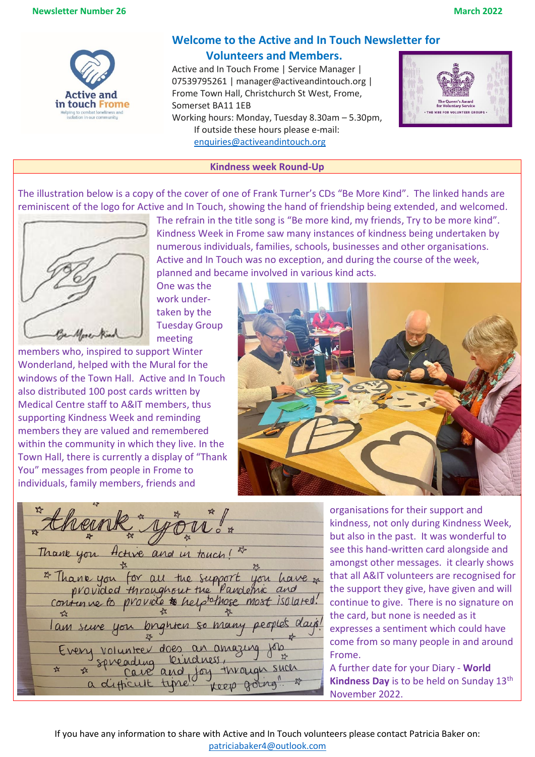Newsletter Number 26 March 2022

# Welcome to the Active and In Touch Newsletter for Volunteers and Members.

Active and In Touch Frome | Service Manager | 07539795261 | manager@activeandintouch.org | Frome Town Hall, Christchurch St West, Frome, Somerset BA11 1EB

Working hours: Monday, Tuesday 8.30am – 5.30pm, If outside these hours please e-mail: enquiries@activeandintouch.org

## Kindness week Round-Up

The illustration below is a copy of the cover of one of Frank Turner's CDs "Be More Kind". The linked hands are reminiscent of the logo for Active and In Touch, showing the hand of friendship being extended, and welcomed. The refrain in the title song is "Be more kind, my friends, Try to be more kind". Kindness Week in Frome saw many instances of kindness being undertaken by numerous individuals, families, schools, businesses and other organisations. Active and In Touch was no exception, and during the course of the week, planned and became involved in various kind acts.

One was the work under-taken by the Tuesday Group meeting members who, inspired to support Winter Wonderland, helped with the Mural for the windows of the Town Hall. Active and In Touch also distributed 100 post cards written by Medical Centre staff to A&IT members, thus supporting Kindness Week and reminding members they are valued and remembered within the community in which they live. In the Town Hall, there is currently a display of "Thank You" messages from people in Frome to individuals, family members, friends and organisations for their support and kindness, not only during Kindness Week, but also in the past. It was wonderful to see this hand-written card alongside and amongst other messages. it clearly shows that all A&IT volunteers are recognised for the support they give, have given and will continue to give. There is no signature on the card, but none is needed as it expresses a sentiment which could have come from so many people in and around Frome.

A further date for your Diary - **World Kindness Day** is to be held on Sunday 13th November 2022.

If you have any information to share with Active and In Touch volunteers please contact Patricia Baker on: patriciabaker4@outlook.com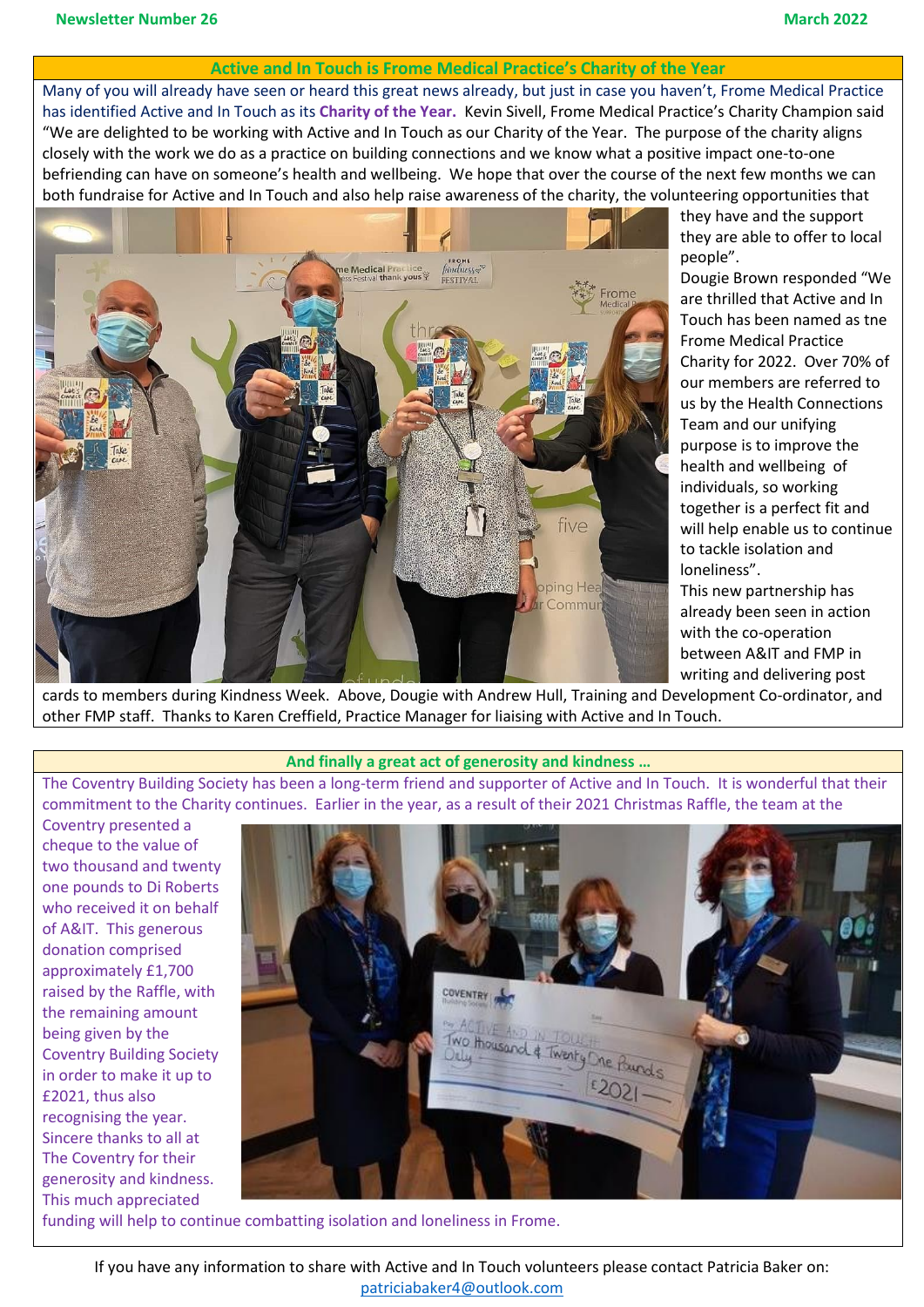Newsletter Number 26 March 2022

## Active and In Touch is Frome Medical Practice's Charity of the Year

Many of you will already have seen or heard this great news already, but just in case you haven't, Frome Medical Practice has identified Active and In Touch as its **Charity of the Year.** Kevin Sivell, Frome Medical Practice's Charity Champion said "We are delighted to be working with Active and In Touch as our Charity of the Year. The purpose of the charity aligns closely with the work we do as a practice on building connections and we know what a positive impact one-to-one befriending can have on someone's health and wellbeing. We hope that over the course of the next few months we can both fundraise for Active and In Touch and also help raise awareness of the charity, the volunteering opportunities that they have and the support they are able to offer to local people".

Dougie Brown responded "We are thrilled that Active and In Touch has been named as tne Frome Medical Practice Charity for 2022. Over 70% of our members are referred to us by the Health Connections Team and our unifying purpose is to improve the health and wellbeing of individuals, so working together is a perfect fit and will help enable us to continue to tackle isolation and loneliness".

This new partnership has already been seen in action with the co-operation between A&IT and FMP in writing and delivering post cards to members during Kindness Week. Above, Dougie with Andrew Hull, Training and Development Co-ordinator, and other FMP staff. Thanks to Karen Creffield, Practice Manager for liaising with Active and In Touch.

## And finally a great act of generosity and kindness …

The Coventry Building Society has been a long-term friend and supporter of Active and In Touch. It is wonderful that their commitment to the Charity continues. Earlier in the year, as a result of their 2021 Christmas Raffle, the team at the Coventry presented a cheque to the value of two thousand and twenty one pounds to Di Roberts who received it on behalf of A&IT. This generous donation comprised approximately £1,700 raised by the Raffle, with the remaining amount being given by the Coventry Building Society in order to make it up to £2021, thus also recognising the year. Sincere thanks to all at The Coventry for their generosity and kindness. This much appreciated funding will help to continue combatting isolation and loneliness in Frome.

If you have any information to share with Active and In Touch volunteers please contact Patricia Baker on: patriciabaker4@outlook.com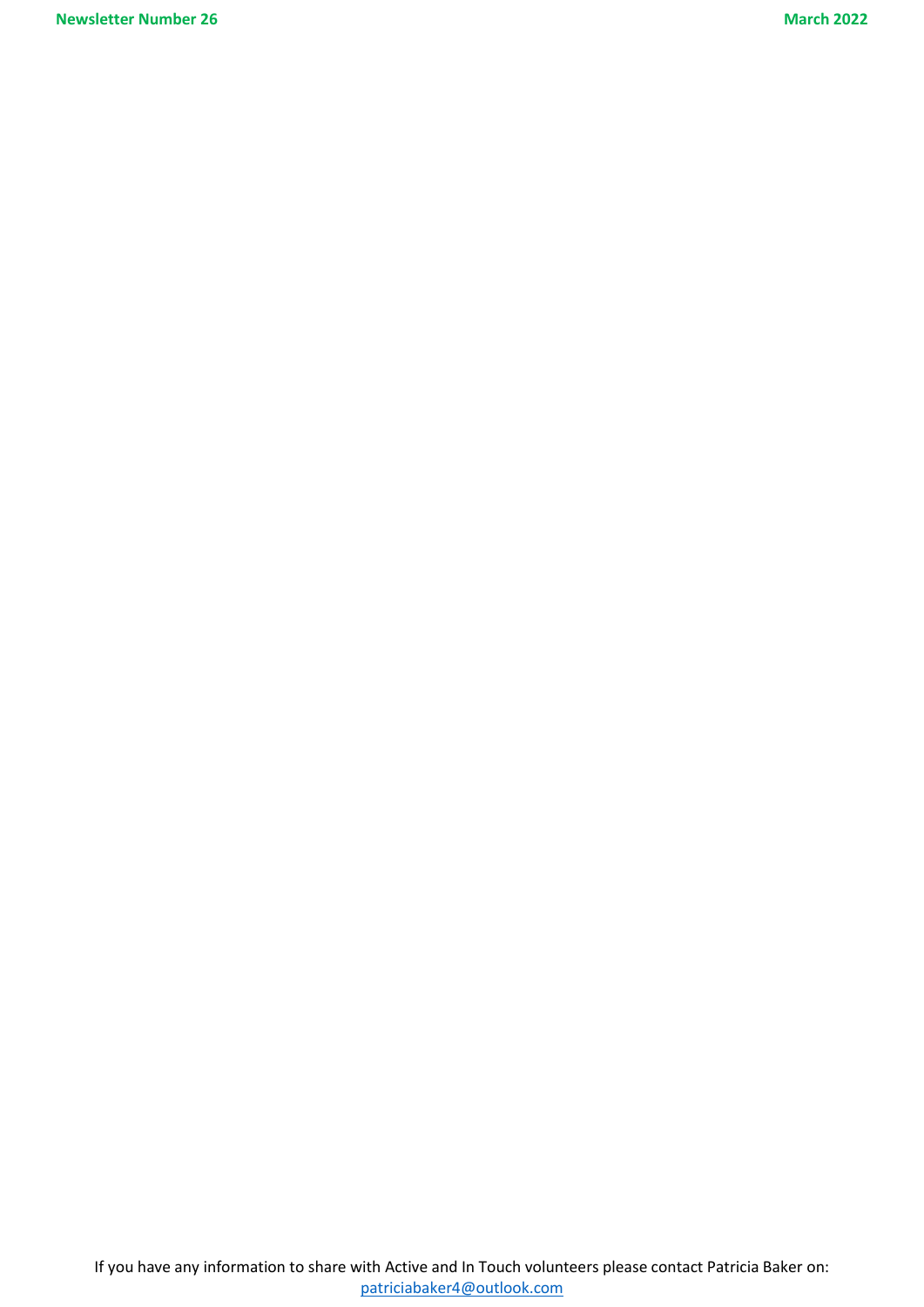If you have any information to share with Active and In Touch volunteers please contact Patricia Baker on: patriciabaker4@outlook.com